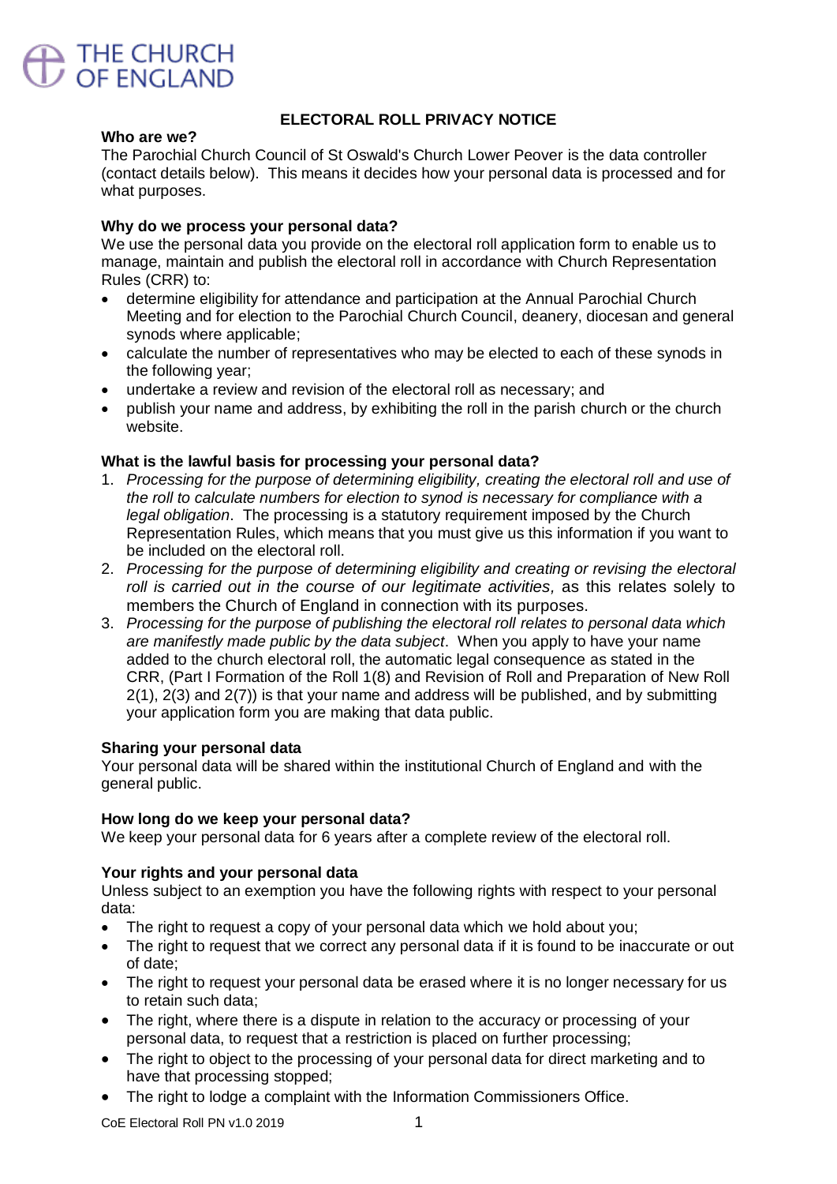THE CHURCH OF ENGLAND

# ELECTORAL ROLL PRIVACY NOTICE

**Who are we?**

The Parochial Church Council of St Oswald's Church Lower Peover is the data controller (contact details below). This means it decides how your personal data is processed and for what purposes.

**Why do we process your personal data?**

We use the personal data you provide on the electoral roll application form to enable us to manage, maintain and publish the electoral roll in accordance with Church Representation Rules (CRR) to:

- determine eligibility for attendance and participation at the Annual Parochial Church Meeting and for election to the Parochial Church Council, deanery, diocesan and general synods where applicable;
- calculate the number of representatives who may be elected to each of these synods in the following year;
- undertake a review and revision of the electoral roll as necessary; and
- publish your name and address, by exhibiting the roll in the parish church or the church website.

**What is the lawful basis for processing your personal data?**

1. *Processing for the purpose of determining eligibility, creating the electoral roll and use of the roll to calculate numbers for election to synod is necessary for compliance with a legal obligation*. The processing is a statutory requirement imposed by the Church Representation Rules, which means that you must give us this information if you want to be included on the electoral roll.
2. *Processing for the purpose of determining eligibility and creating or revising the electoral roll is carried out in the course of our legitimate activities,* as this relates solely to members the Church of England in connection with its purposes.
3. *Processing for the purpose of publishing the electoral roll relates to personal data which are manifestly made public by the data subject*. When you apply to have your name added to the church electoral roll, the automatic legal consequence as stated in the CRR, (Part I Formation of the Roll 1(8) and Revision of Roll and Preparation of New Roll 2(1), 2(3) and 2(7)) is that your name and address will be published, and by submitting your application form you are making that data public.

**Sharing your personal data**

Your personal data will be shared within the institutional Church of England and with the general public.

**How long do we keep your personal data?**

We keep your personal data for 6 years after a complete review of the electoral roll.

**Your rights and your personal data**

Unless subject to an exemption you have the following rights with respect to your personal data:

- The right to request a copy of your personal data which we hold about you;
- The right to request that we correct any personal data if it is found to be inaccurate or out of date;
- The right to request your personal data be erased where it is no longer necessary for us to retain such data;
- The right, where there is a dispute in relation to the accuracy or processing of your personal data, to request that a restriction is placed on further processing;
- The right to object to the processing of your personal data for direct marketing and to have that processing stopped;
- The right to lodge a complaint with the Information Commissioners Office.

CoE Electoral Roll PN v1.0 2019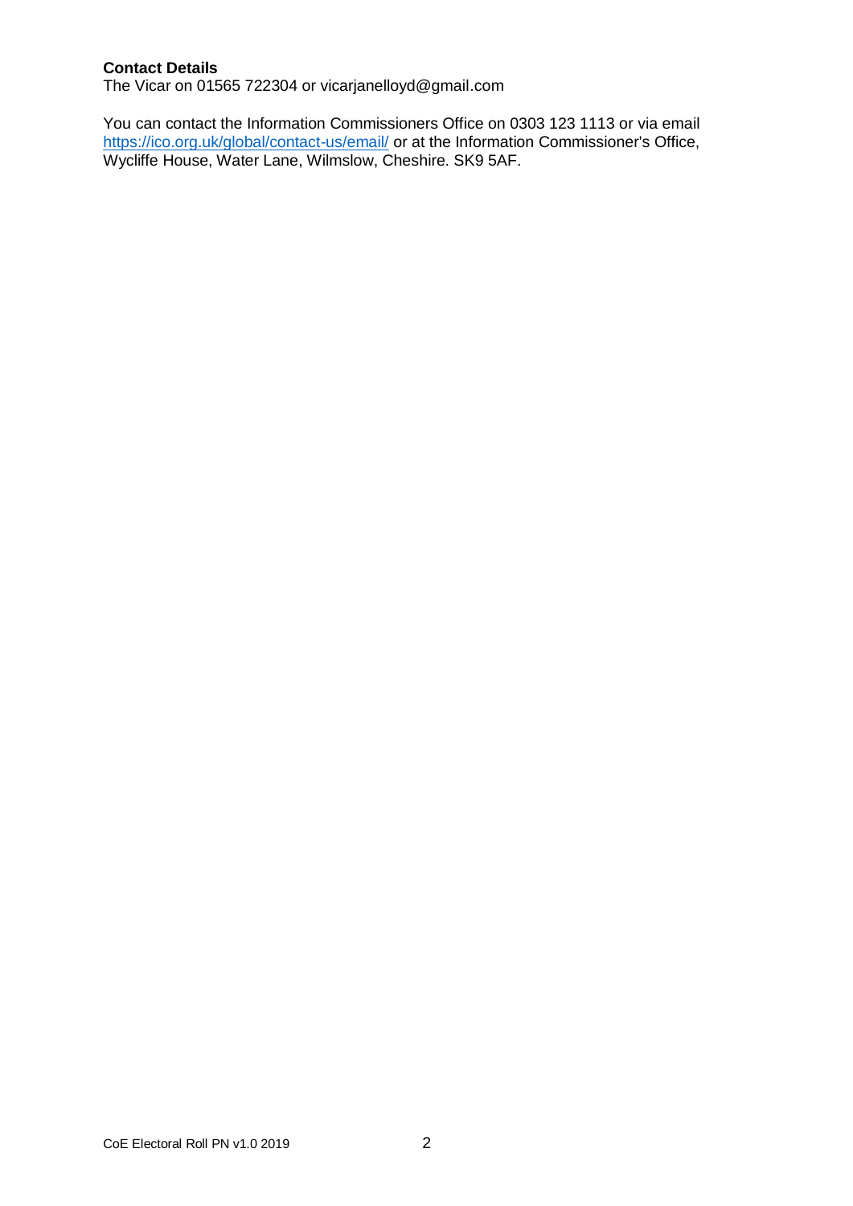**Contact Details**
The Vicar on 01565 722304 or vicarjanelloyd@gmail.com

You can contact the Information Commissioners Office on 0303 123 1113 or via email https://ico.org.uk/global/contact-us/email/ or at the Information Commissioner's Office, Wycliffe House, Water Lane, Wilmslow, Cheshire. SK9 5AF.